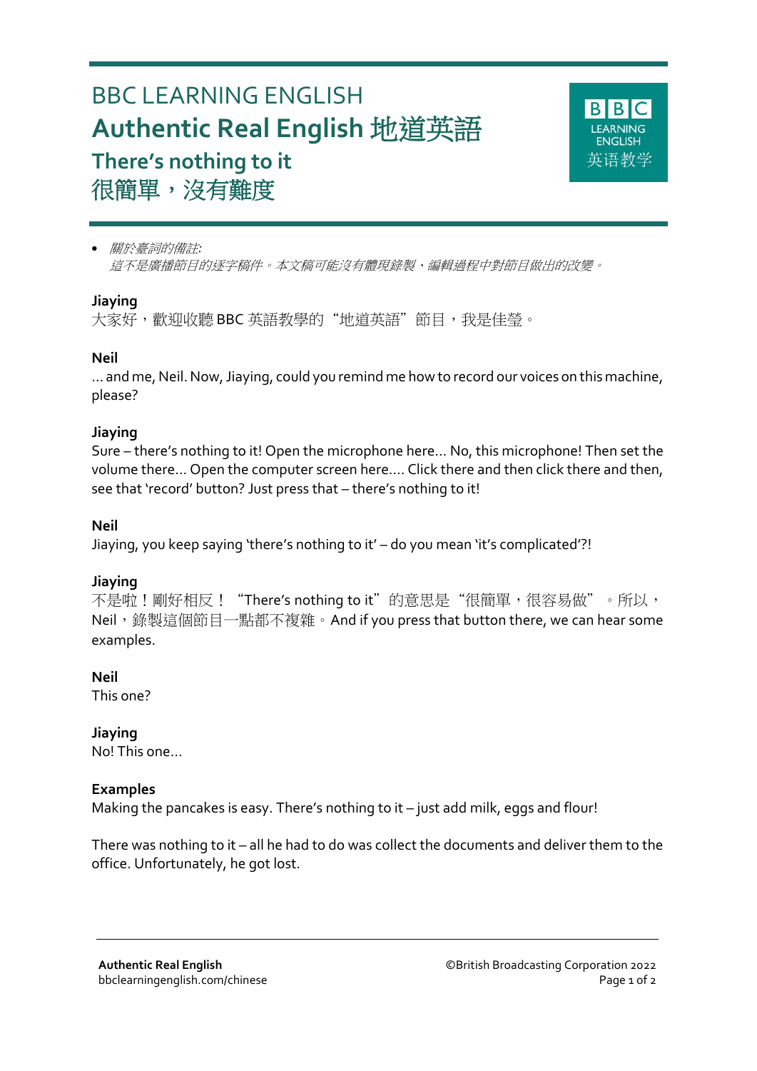# BBC LEARNING ENGLISH

## Authentic Real English 地道英語

## There's nothing to it
## 很簡單，沒有難度

- *關於臺詞的備註:*
  *這不是廣播節目的逐字稿件。本文稿可能沒有體現錄製、編輯過程中對節目做出的改變。*

**Jiaying**
大家好，歡迎收聽 BBC 英語教學的“地道英語”節目，我是佳瑩。

**Neil**
... and me, Neil. Now, Jiaying, could you remind me how to record our voices on this machine, please?

**Jiaying**
Sure – there's nothing to it! Open the microphone here... No, this microphone! Then set the volume there... Open the computer screen here.... Click there and then click there and then, see that 'record' button? Just press that – there's nothing to it!

**Neil**
Jiaying, you keep saying 'there's nothing to it' – do you mean 'it's complicated'?!

**Jiaying**
不是啦！剛好相反！“There's nothing to it”的意思是“很簡單，很容易做”。所以，Neil，錄製這個節目一點都不複雜。And if you press that button there, we can hear some examples.

**Neil**
This one?

**Jiaying**
No! This one...

**Examples**
Making the pancakes is easy. There's nothing to it – just add milk, eggs and flour!

There was nothing to it – all he had to do was collect the documents and deliver them to the office. Unfortunately, he got lost.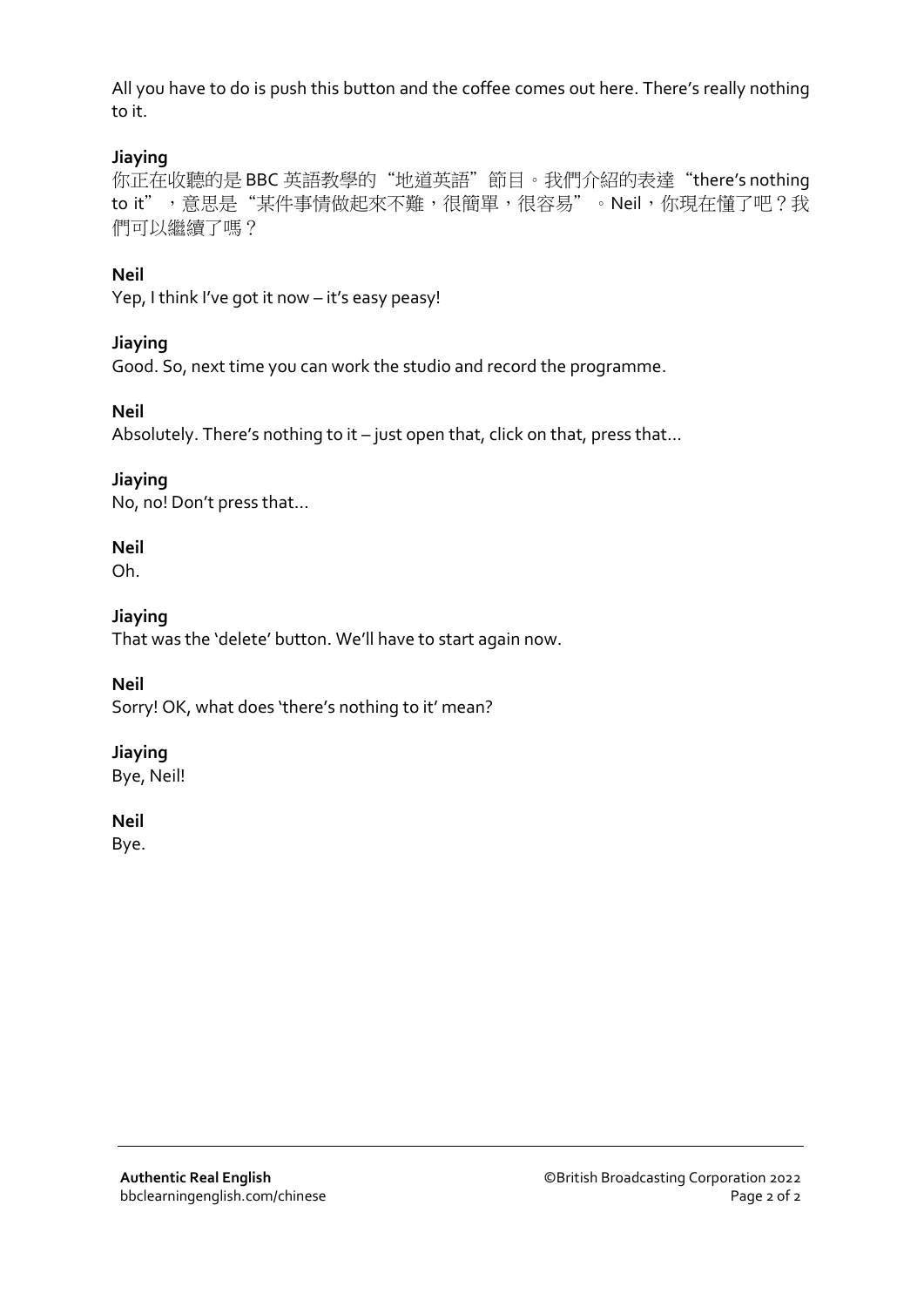All you have to do is push this button and the coffee comes out here. There's really nothing to it.

**Jiaying**

你正在收聽的是 BBC 英語教學的"地道英語"節目。我們介紹的表達"there's nothing to it"，意思是"某件事情做起來不難，很簡單，很容易"。Neil，你現在懂了吧？我們可以繼續了嗎？

**Neil**

Yep, I think I've got it now – it's easy peasy!

**Jiaying**

Good. So, next time you can work the studio and record the programme.

**Neil**

Absolutely. There's nothing to it – just open that, click on that, press that…

**Jiaying**

No, no! Don't press that…

**Neil**

Oh.

**Jiaying**

That was the 'delete' button. We'll have to start again now.

**Neil**

Sorry! OK, what does 'there's nothing to it' mean?

**Jiaying**

Bye, Neil!

**Neil**

Bye.